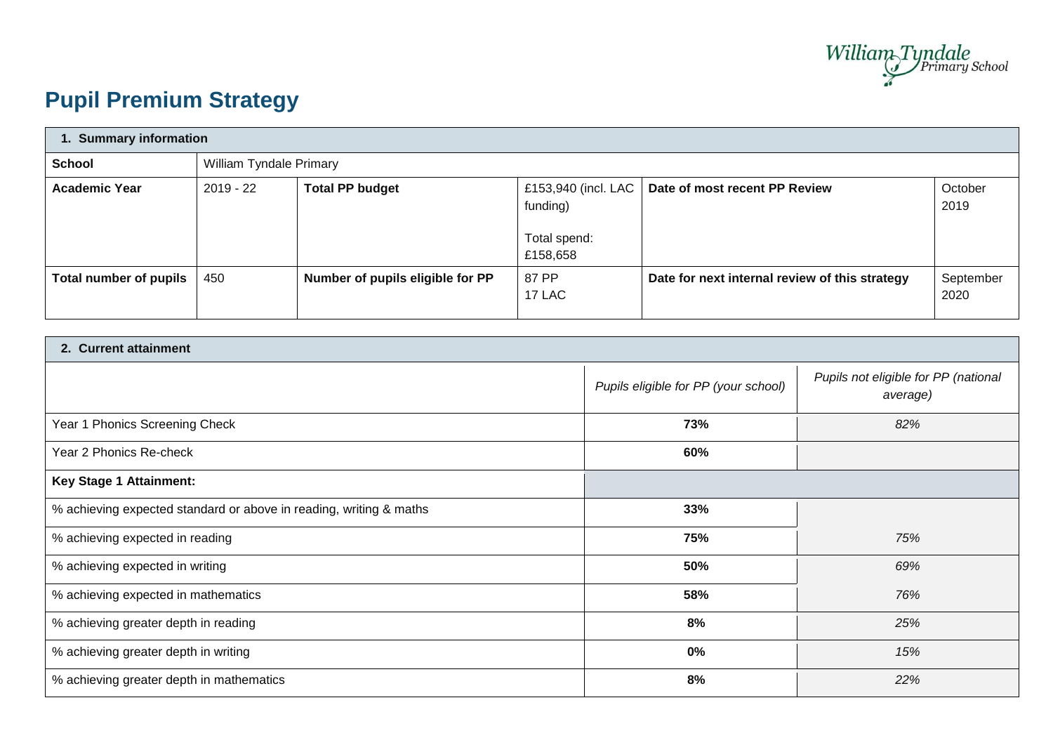# Pupil Premium Strategy

| 1. Summary information | | | | | |
|---|---|---|---|---|---|
| **School** | William Tyndale Primary | | | | |
| **Academic Year** | 2019 - 22 | **Total PP budget** | £153,940 (incl. LAC funding)<br><br>Total spend: £158,658 | **Date of most recent PP Review** | October 2019 |
| **Total number of pupils** | 450 | **Number of pupils eligible for PP** | 87 PP<br>17 LAC | **Date for next internal review of this strategy** | September 2020 |

| 2. Current attainment | | |
|---|---|---|
| | *Pupils eligible for PP (your school)* | *Pupils not eligible for PP (national average)* |
| Year 1 Phonics Screening Check | **73%** | *82%* |
| Year 2 Phonics Re-check | **60%** | |
| **Key Stage 1 Attainment:** | | |
| % achieving expected standard or above in reading, writing & maths | **33%** | |
| % achieving expected in reading | **75%** | *75%* |
| % achieving expected in writing | **50%** | *69%* |
| % achieving expected in mathematics | **58%** | *76%* |
| % achieving greater depth in reading | **8%** | *25%* |
| % achieving greater depth in writing | **0%** | *15%* |
| % achieving greater depth in mathematics | **8%** | *22%* |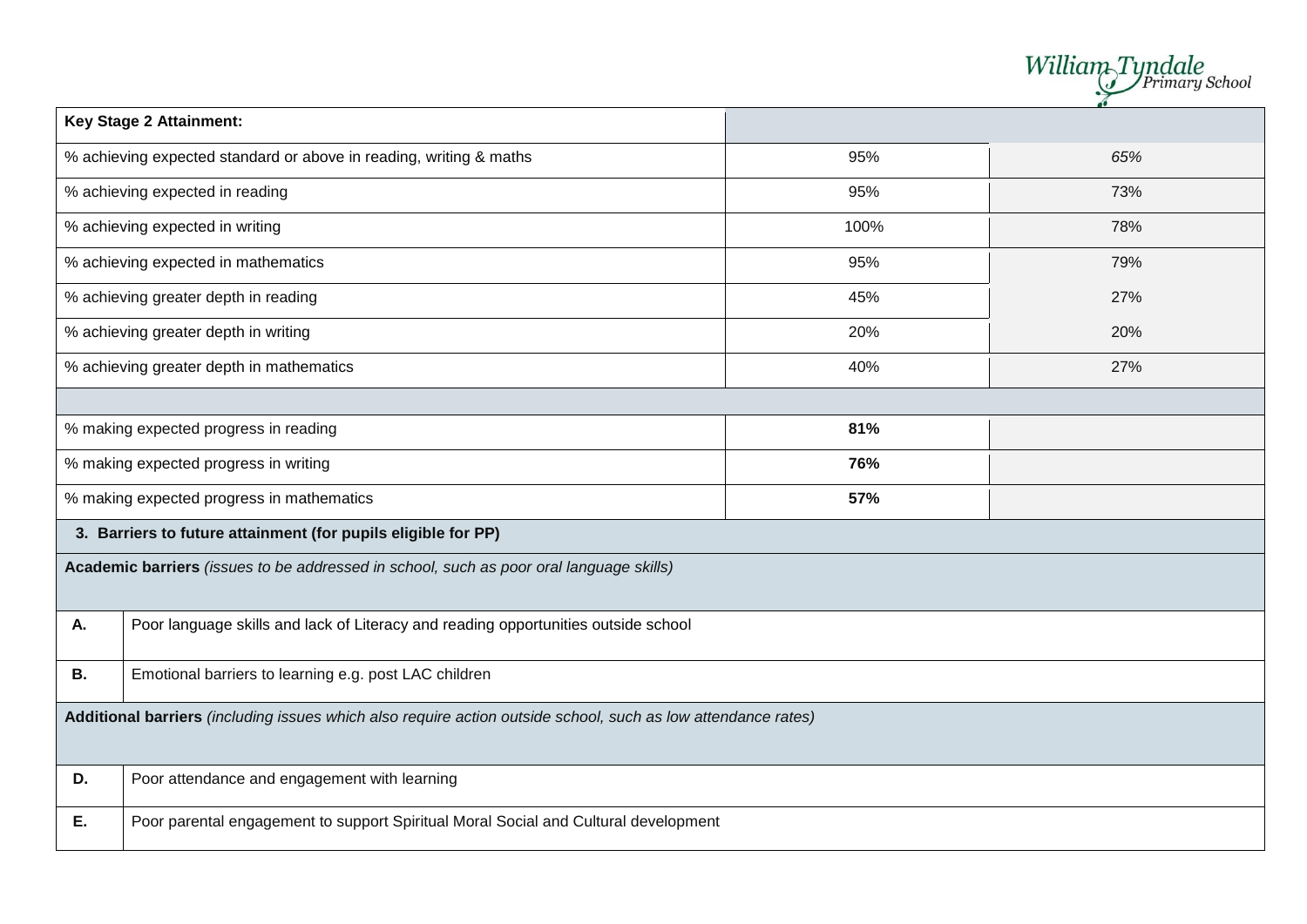| Key Stage 2 Attainment: | | |
|---|---|---|
| % achieving expected standard or above in reading, writing & maths | 95% | *65%* |
| % achieving expected in reading | 95% | 73% |
| % achieving expected in writing | 100% | 78% |
| % achieving expected in mathematics | 95% | 79% |
| % achieving greater depth in reading | 45% | 27% |
| % achieving greater depth in writing | 20% | 20% |
| % achieving greater depth in mathematics | 40% | 27% |
| | | |
| % making expected progress in reading | **81%** | |
| % making expected progress in writing | **76%** | |
| % making expected progress in mathematics | **57%** | |

## 3. Barriers to future attainment (for pupils eligible for PP)

| **Academic barriers** *(issues to be addressed in school, such as poor oral language skills)* | |
|---|---|
| **A.** | Poor language skills and lack of Literacy and reading opportunities outside school |
| **B.** | Emotional barriers to learning e.g. post LAC children |
| **Additional barriers** *(including issues which also require action outside school, such as low attendance rates)* | |
| **D.** | Poor attendance and engagement with learning |
| **E.** | Poor parental engagement to support Spiritual Moral Social and Cultural development |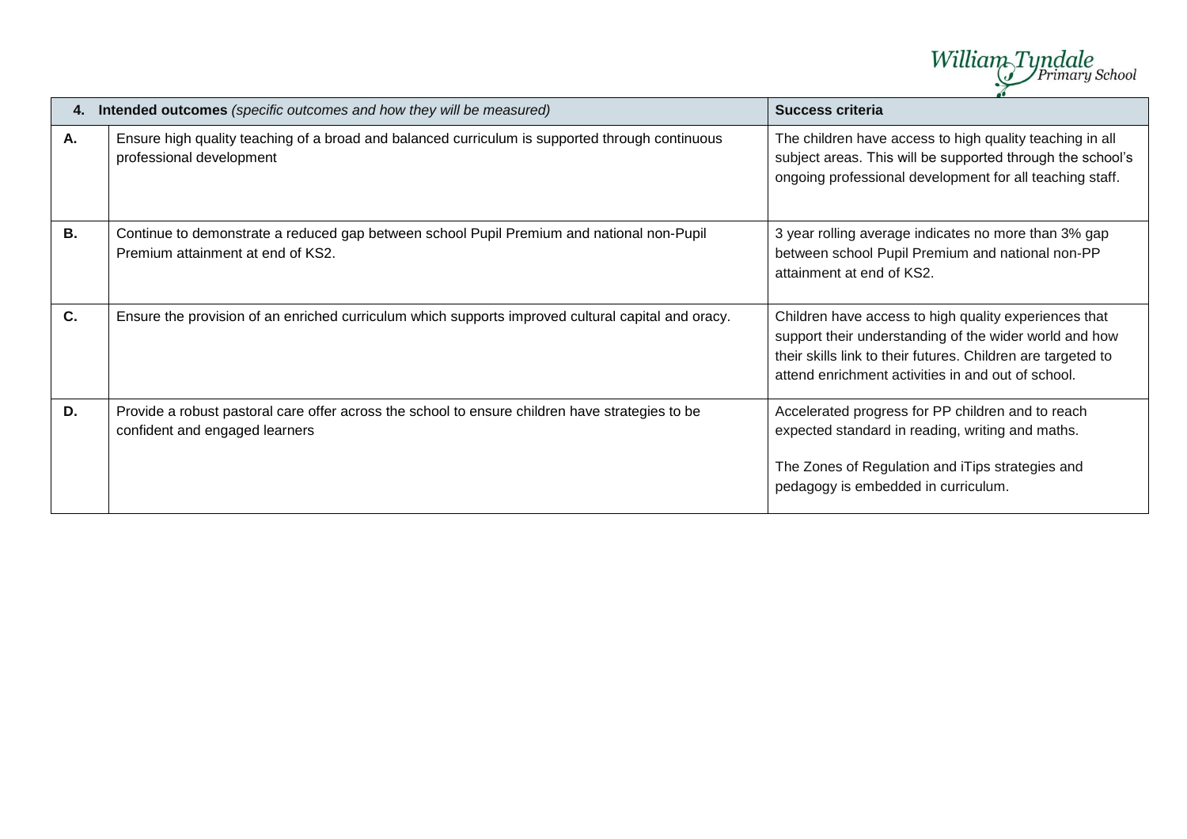| **4. Intended outcomes** *(specific outcomes and how they will be measured)* | | **Success criteria** |
|---|---|---|
| **A.** | Ensure high quality teaching of a broad and balanced curriculum is supported through continuous professional development | The children have access to high quality teaching in all subject areas. This will be supported through the school's ongoing professional development for all teaching staff. |
| **B.** | Continue to demonstrate a reduced gap between school Pupil Premium and national non-Pupil Premium attainment at end of KS2. | 3 year rolling average indicates no more than 3% gap between school Pupil Premium and national non-PP attainment at end of KS2. |
| **C.** | Ensure the provision of an enriched curriculum which supports improved cultural capital and oracy. | Children have access to high quality experiences that support their understanding of the wider world and how their skills link to their futures. Children are targeted to attend enrichment activities in and out of school. |
| **D.** | Provide a robust pastoral care offer across the school to ensure children have strategies to be confident and engaged learners | Accelerated progress for PP children and to reach expected standard in reading, writing and maths.<br><br>The Zones of Regulation and iTips strategies and pedagogy is embedded in curriculum. |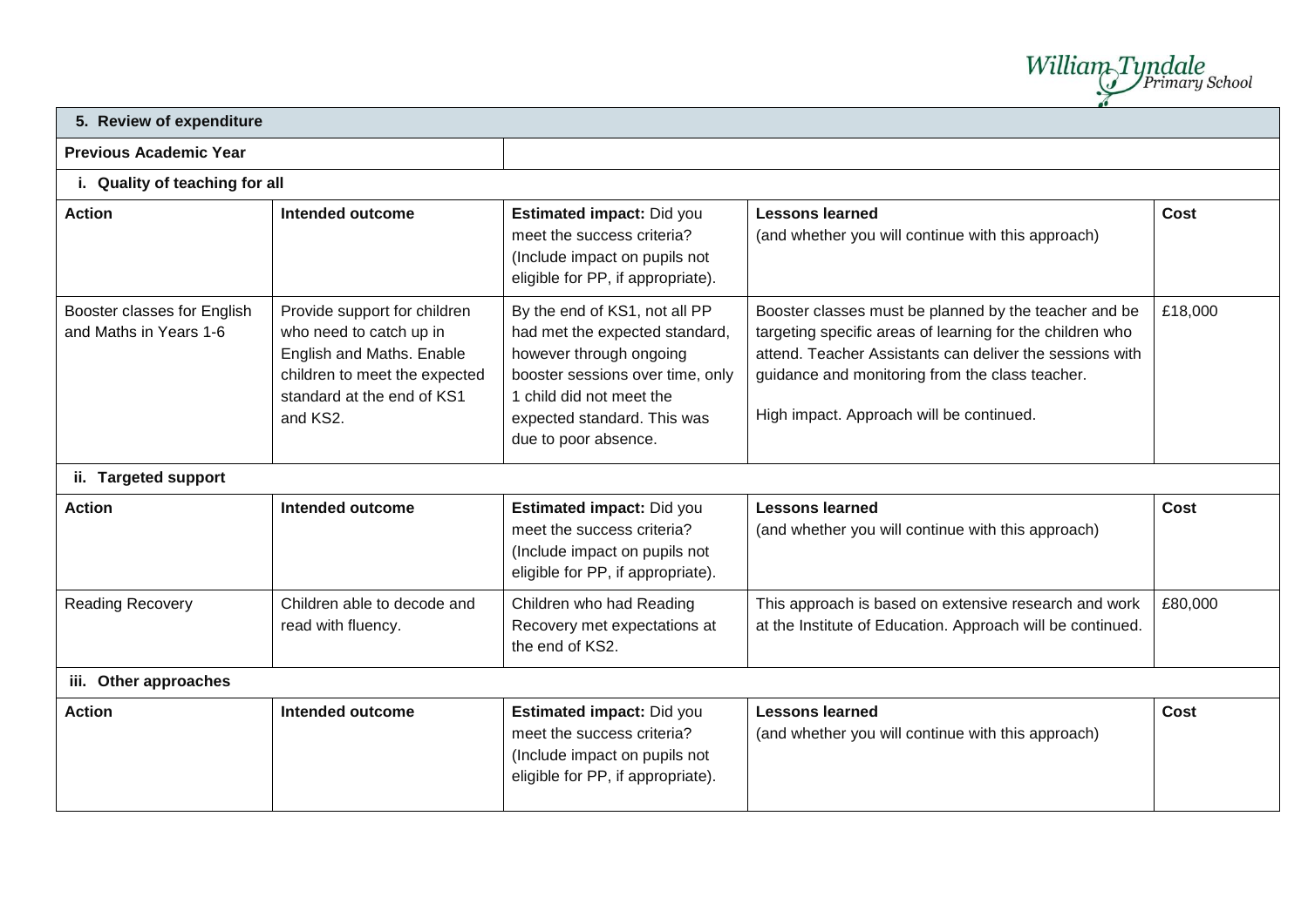| **5. Review of expenditure** | | | | |
|---|---|---|---|---|
| **Previous Academic Year** | | | | |
| **i. Quality of teaching for all** | | | | |
| **Action** | **Intended outcome** | **Estimated impact:** Did you meet the success criteria? (Include impact on pupils not eligible for PP, if appropriate). | **Lessons learned** (and whether you will continue with this approach) | **Cost** |
| Booster classes for English and Maths in Years 1-6 | Provide support for children who need to catch up in English and Maths. Enable children to meet the expected standard at the end of KS1 and KS2. | By the end of KS1, not all PP had met the expected standard, however through ongoing booster sessions over time, only 1 child did not meet the expected standard. This was due to poor absence. | Booster classes must be planned by the teacher and be targeting specific areas of learning for the children who attend. Teacher Assistants can deliver the sessions with guidance and monitoring from the class teacher.<br><br>High impact. Approach will be continued. | £18,000 |
| **ii. Targeted support** | | | | |
| **Action** | **Intended outcome** | **Estimated impact:** Did you meet the success criteria? (Include impact on pupils not eligible for PP, if appropriate). | **Lessons learned** (and whether you will continue with this approach) | **Cost** |
| Reading Recovery | Children able to decode and read with fluency. | Children who had Reading Recovery met expectations at the end of KS2. | This approach is based on extensive research and work at the Institute of Education. Approach will be continued. | £80,000 |
| **iii. Other approaches** | | | | |
| **Action** | **Intended outcome** | **Estimated impact:** Did you meet the success criteria? (Include impact on pupils not eligible for PP, if appropriate). | **Lessons learned** (and whether you will continue with this approach) | **Cost** |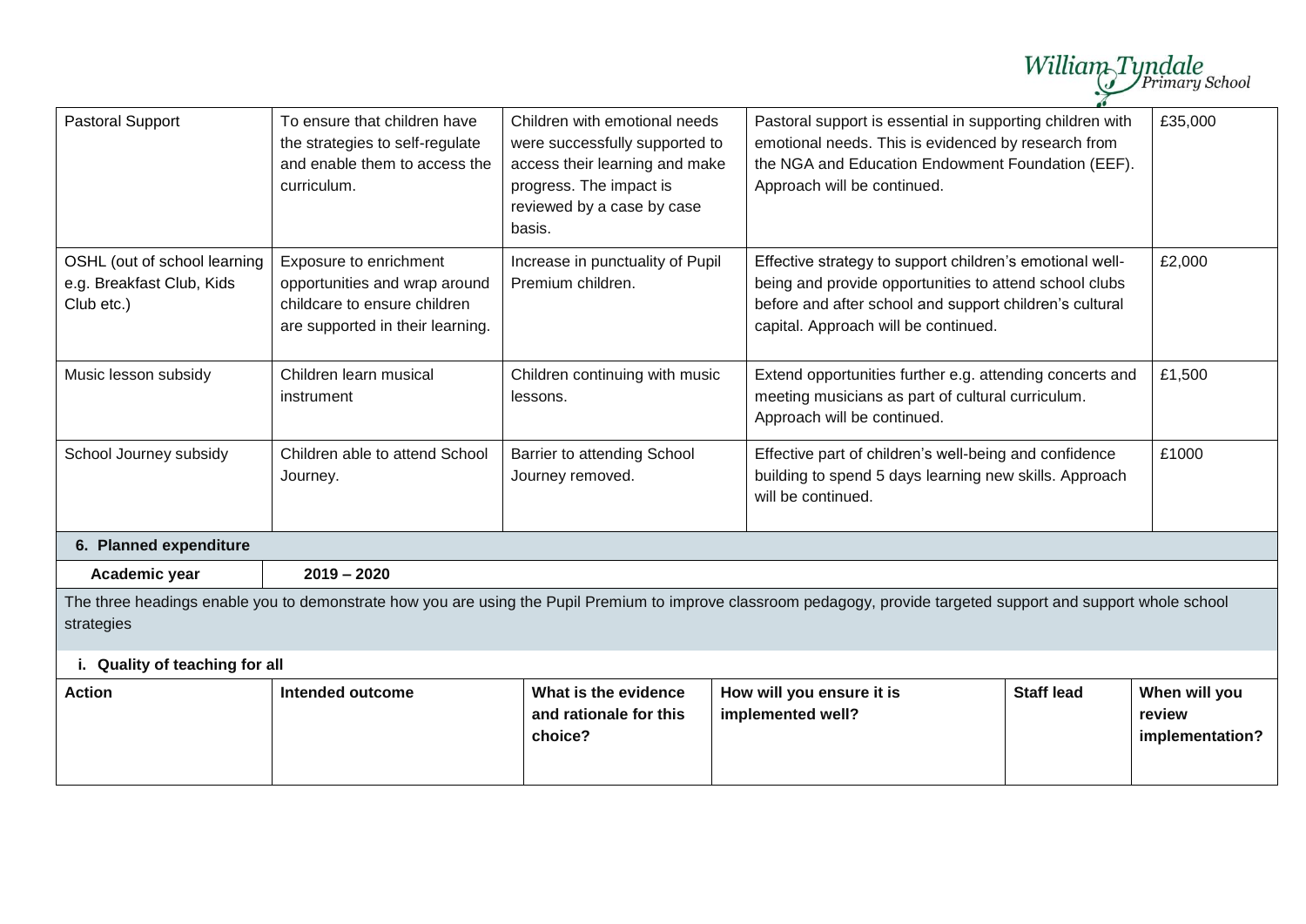| Pastoral Support | To ensure that children have the strategies to self-regulate and enable them to access the curriculum. | Children with emotional needs were successfully supported to access their learning and make progress. The impact is reviewed by a case by case basis. | Pastoral support is essential in supporting children with emotional needs. This is evidenced by research from the NGA and Education Endowment Foundation (EEF). Approach will be continued. | £35,000 |
|---|---|---|---|---|
| OSHL (out of school learning e.g. Breakfast Club, Kids Club etc.) | Exposure to enrichment opportunities and wrap around childcare to ensure children are supported in their learning. | Increase in punctuality of Pupil Premium children. | Effective strategy to support children's emotional well-being and provide opportunities to attend school clubs before and after school and support children's cultural capital. Approach will be continued. | £2,000 |
| Music lesson subsidy | Children learn musical instrument | Children continuing with music lessons. | Extend opportunities further e.g. attending concerts and meeting musicians as part of cultural curriculum. Approach will be continued. | £1,500 |
| School Journey subsidy | Children able to attend School Journey. | Barrier to attending School Journey removed. | Effective part of children's well-being and confidence building to spend 5 days learning new skills. Approach will be continued. | £1000 |

## 6. Planned expenditure

| **Academic year** | **2019 – 2020** |
|---|---|

The three headings enable you to demonstrate how you are using the Pupil Premium to improve classroom pedagogy, provide targeted support and support whole school strategies

### i. Quality of teaching for all

| **Action** | **Intended outcome** | **What is the evidence and rationale for this choice?** | **How will you ensure it is implemented well?** | **Staff lead** | **When will you review implementation?** |
|---|---|---|---|---|---|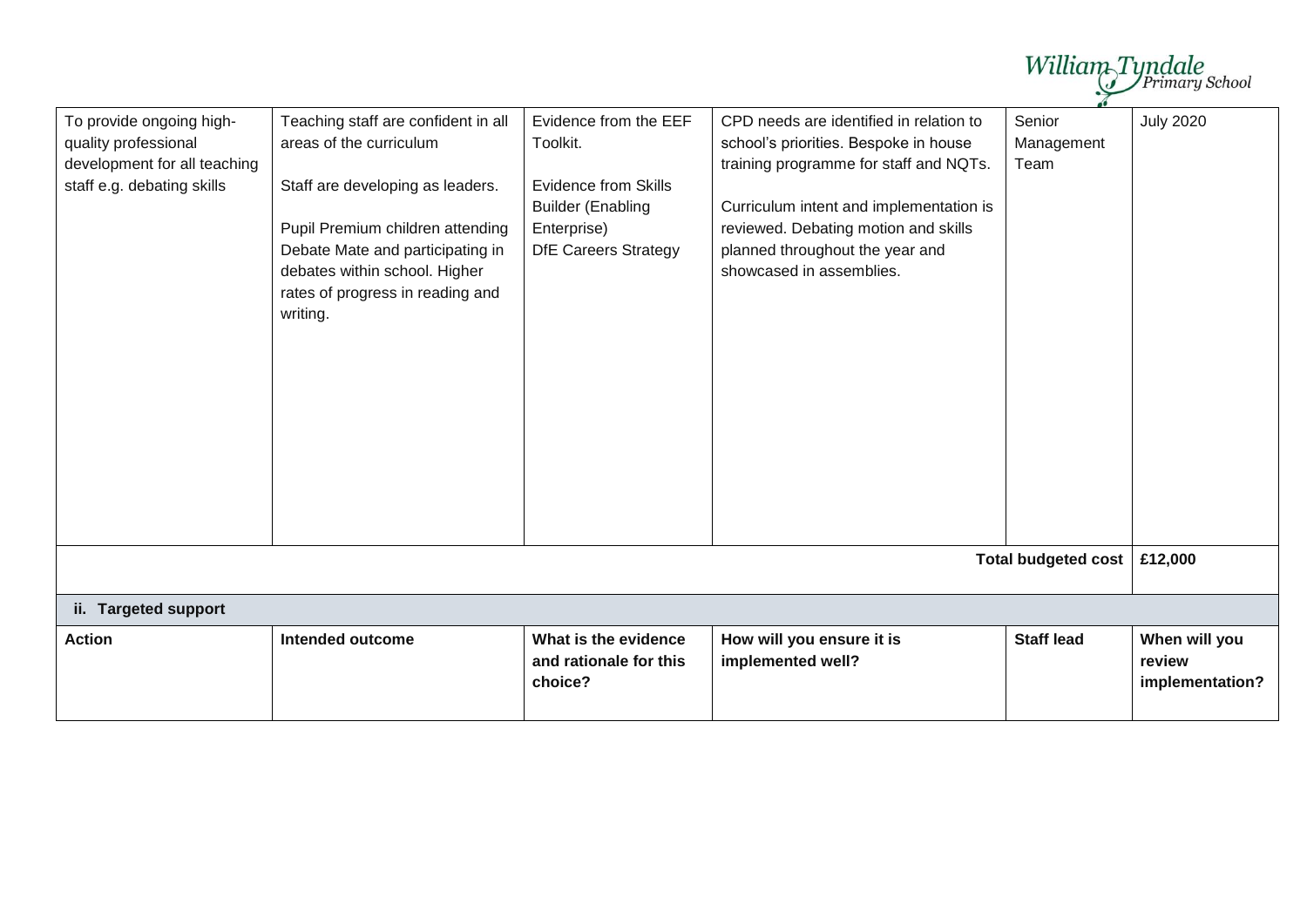| To provide ongoing high-quality professional development for all teaching staff e.g. debating skills | Teaching staff are confident in all areas of the curriculum<br><br>Staff are developing as leaders.<br><br>Pupil Premium children attending Debate Mate and participating in debates within school. Higher rates of progress in reading and writing. | Evidence from the EEF Toolkit.<br><br>Evidence from Skills Builder (Enabling Enterprise)<br>DfE Careers Strategy | CPD needs are identified in relation to school's priorities. Bespoke in house training programme for staff and NQTs.<br><br>Curriculum intent and implementation is reviewed. Debating motion and skills planned throughout the year and showcased in assemblies. | Senior Management Team | July 2020 |
|---|---|---|---|---|---|
| | | | | **Total budgeted cost** | **£12,000** |

**ii. Targeted support**

| **Action** | **Intended outcome** | **What is the evidence and rationale for this choice?** | **How will you ensure it is implemented well?** | **Staff lead** | **When will you review implementation?** |
|---|---|---|---|---|---|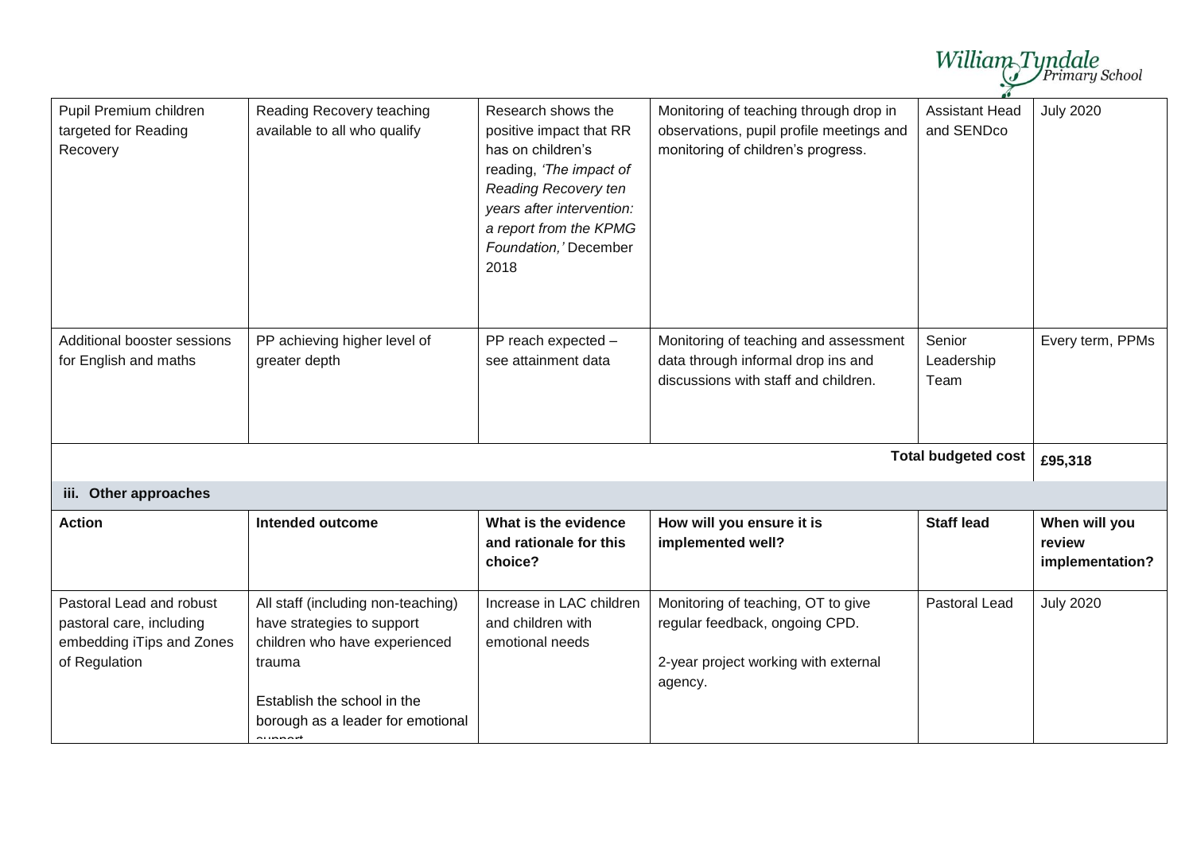| Pupil Premium children targeted for Reading Recovery | Reading Recovery teaching available to all who qualify | Research shows the positive impact that RR has on children's reading, *'The impact of Reading Recovery ten years after intervention: a report from the KPMG Foundation,'* December 2018 | Monitoring of teaching through drop in observations, pupil profile meetings and monitoring of children's progress. | Assistant Head and SENDco | July 2020 |
|---|---|---|---|---|---|
| Additional booster sessions for English and maths | PP achieving higher level of greater depth | PP reach expected – see attainment data | Monitoring of teaching and assessment data through informal drop ins and discussions with staff and children. | Senior Leadership Team | Every term, PPMs |
| | | | | **Total budgeted cost** | **£95,318** |

**iii. Other approaches**

| **Action** | **Intended outcome** | **What is the evidence and rationale for this choice?** | **How will you ensure it is implemented well?** | **Staff lead** | **When will you review implementation?** |
|---|---|---|---|---|---|
| Pastoral Lead and robust pastoral care, including embedding iTips and Zones of Regulation | All staff (including non-teaching) have strategies to support children who have experienced trauma<br><br>Establish the school in the borough as a leader for emotional support | Increase in LAC children and children with emotional needs | Monitoring of teaching, OT to give regular feedback, ongoing CPD.<br><br>2-year project working with external agency. | Pastoral Lead | July 2020 |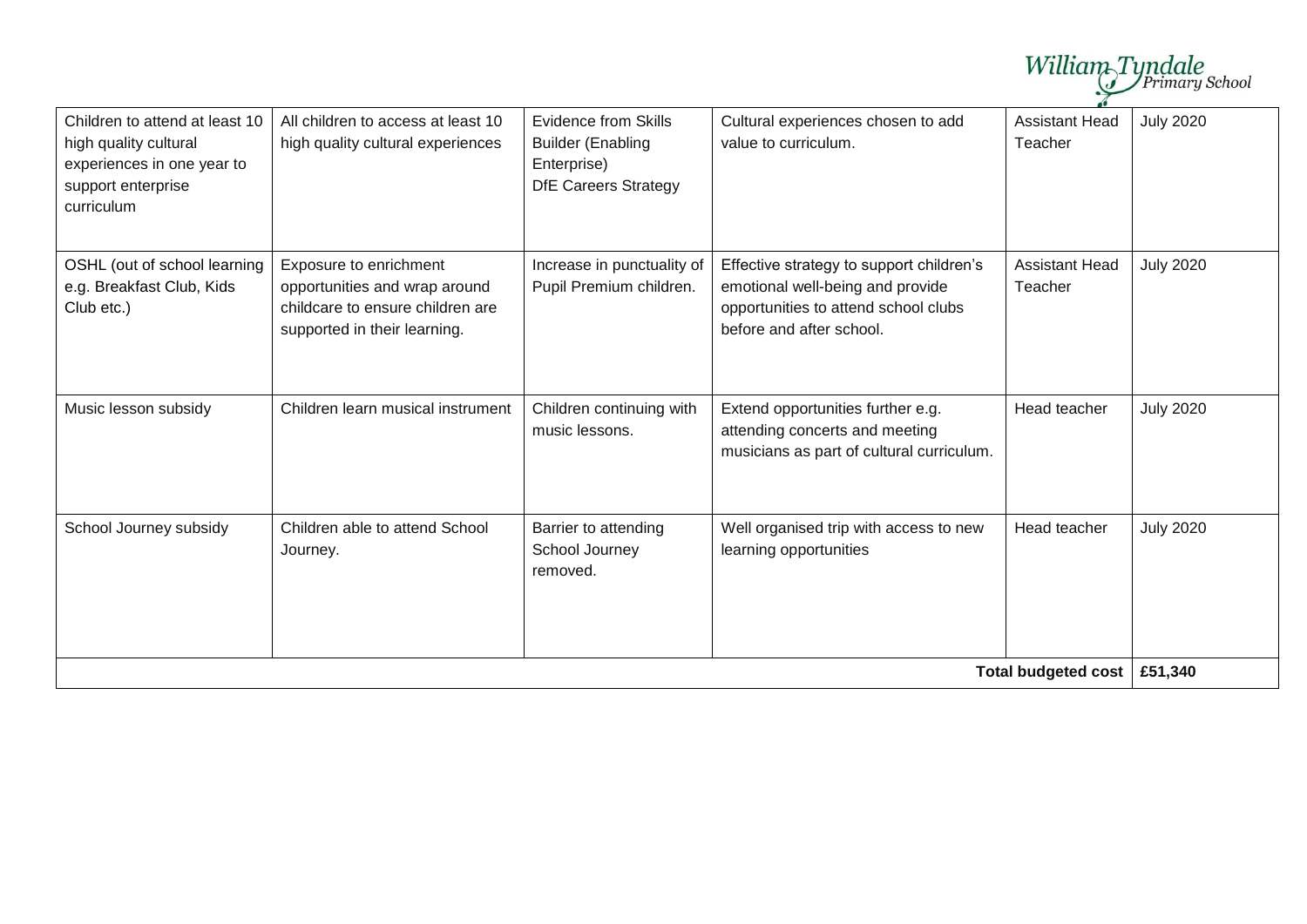| | | | | | |
|---|---|---|---|---|---|
| Children to attend at least 10 high quality cultural experiences in one year to support enterprise curriculum | All children to access at least 10 high quality cultural experiences | Evidence from Skills Builder (Enabling Enterprise) DfE Careers Strategy | Cultural experiences chosen to add value to curriculum. | Assistant Head Teacher | July 2020 |
| OSHL (out of school learning e.g. Breakfast Club, Kids Club etc.) | Exposure to enrichment opportunities and wrap around childcare to ensure children are supported in their learning. | Increase in punctuality of Pupil Premium children. | Effective strategy to support children's emotional well-being and provide opportunities to attend school clubs before and after school. | Assistant Head Teacher | July 2020 |
| Music lesson subsidy | Children learn musical instrument | Children continuing with music lessons. | Extend opportunities further e.g. attending concerts and meeting musicians as part of cultural curriculum. | Head teacher | July 2020 |
| School Journey subsidy | Children able to attend School Journey. | Barrier to attending School Journey removed. | Well organised trip with access to new learning opportunities | Head teacher | July 2020 |
| | | | | **Total budgeted cost** | **£51,340** |